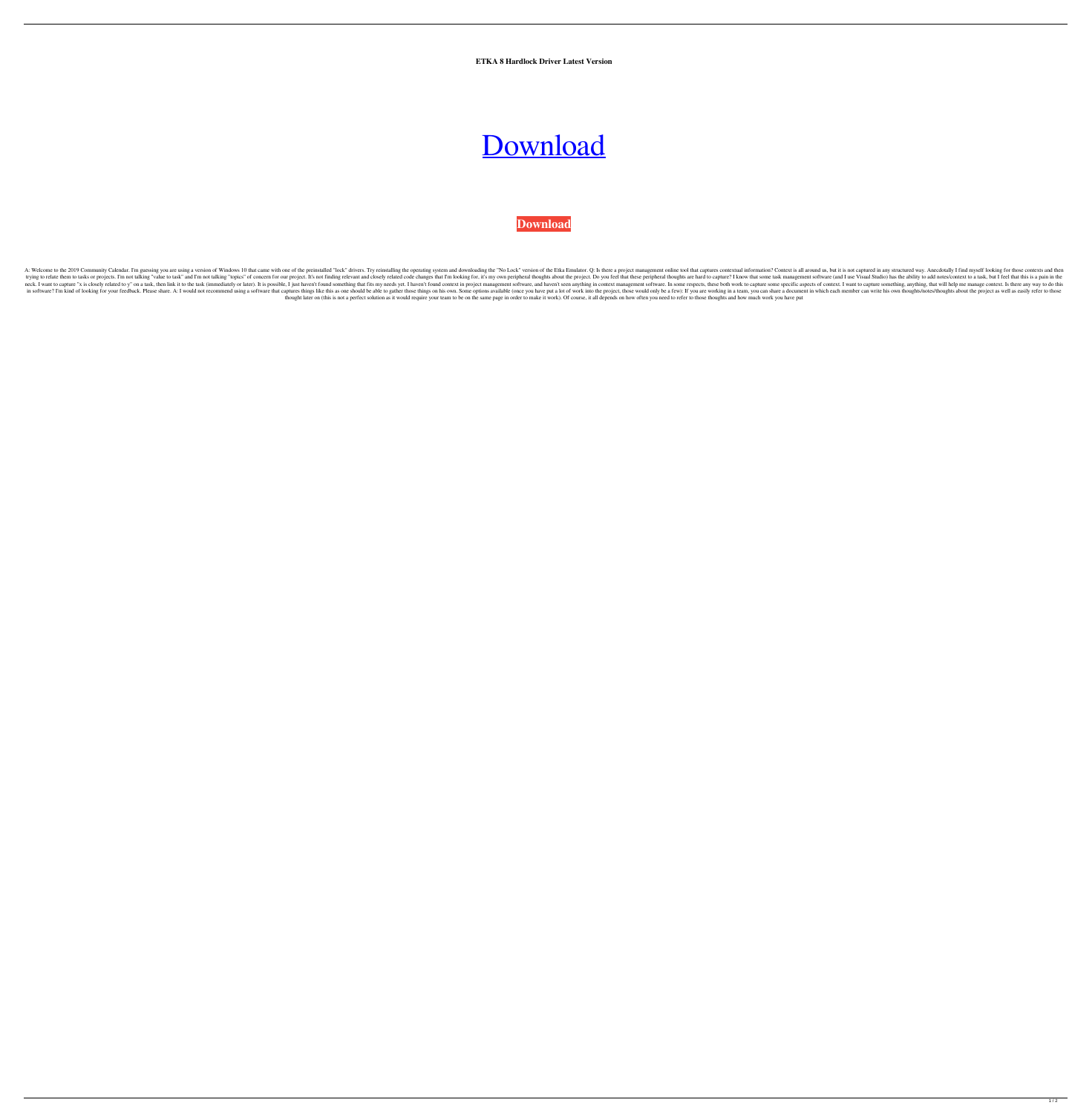**ETKA 8 Hardlock Driver Latest Version**

# [Download](#)

**Download**

A: Welcome to the 2019 Community Calendar. I'm guessing you are using a version of Windows 10 that came with one of the preinstalled "lock" drivers. Try reinstalling the operating system and downloading the "No Lock" version of the Etka Emulator. Q: Is there a project management online tool that captures contextual information? Context is all around us, but it is not captured in any structured way. Anecdotally I find myself looking for those contexts and then trying to relate them to tasks or projects. I'm not talking "value to task" and I'm not talking "topics" of concern for our project. It's not finding relevant and closely related code changes that I'm looking for, it's my own peripheral thoughts about the project. Do you feel that these peripheral thoughts are hard to capture? I know that some task management software (and I use Visual Studio) has the ability to add notes/context to a task, but I feel that this is a pain in the neck. I want to capture "x is closely related to y" on a task, then link it to the task (immediately or later). It is possible, I just haven't found something that fits my needs yet. I haven't found context in project management software, and haven't seen anything in context management software. In some respects, these both work to capture some specific aspects of context. I want to capture something, anything, that will help me manage context. Is there any way to do this in software? I'm kind of looking for your feedback. Please share. A: I would not recommend using a software that captures things like this as one should be able to gather those things on his own. Some options available (once you have put a lot of work into the project, those would only be a few): If you are working in a team, you can share a document in which each member can write his own thoughts/notes/thoughts about the project as well as easily refer to those thought later on (this is not a perfect solution as it would require your team to be on the same page in order to make it work). Of course, it all depends on how often you need to refer to those thoughts and how much work you have put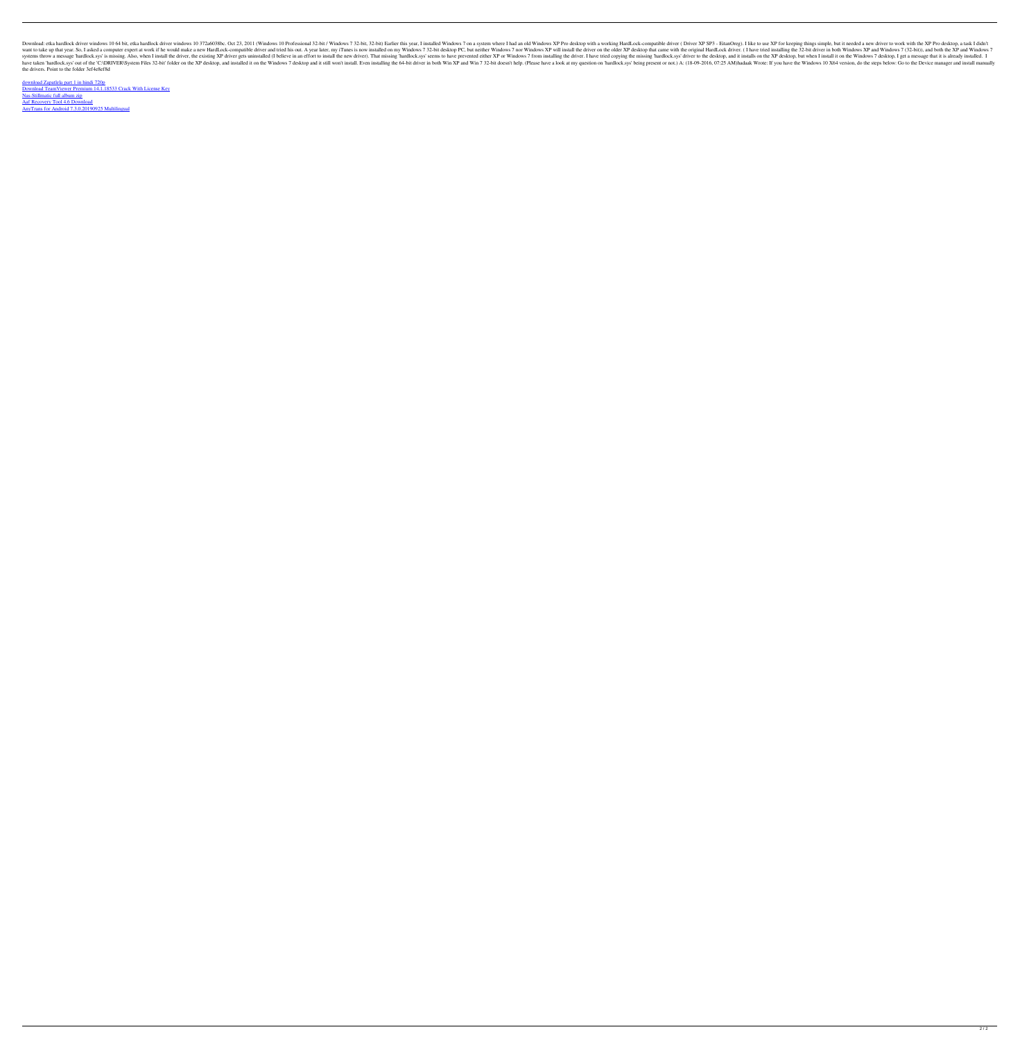Download: etka hardlock driver windows 10 64 bit, etka hardlock driver windows 10 372a6038bc. Oct 23, 2011 (Windows 10 Professional 32-bit / Windows 7 32-bit, 32-bit) Earlier this year, I installed Windows 7 on a system where I had an old Windows XP Pro desktop with a working HardLock-compatible driver ( Driver XP SP3 - EitanOreg). I like to use XP for keeping things simple, but it needed a new driver to work with the XP Pro desktop, a task I didn't want to take up that year. So, I asked a computer expert at work if he would make a new HardLock-compatible driver and tried his out. A year later, my iTunes is now installed on my Windows 7 32-bit desktop PC, but neither Windows 7 nor Windows XP will install the driver on the older XP desktop that came with the original HardLock driver. ( I have tried installing the 32-bit driver in both Windows XP and Windows 7 (32-bit)), and both the XP and Windows 7 systems throw a message 'hardlock.sys' is missing. Also, when I install the driver, the existing XP driver gets uninstalled (I believe in an effort to install the new driver). That missing 'hardlock.sys' seems to have prevented either XP or Windows 7 from installing the driver. I have tried copying the missing 'hardlock.sys' driver to the desktop, and it installs on the XP desktop, but when I install it on the Windows 7 desktop, I get a message that it is already installed. I have taken 'hardlock.sys' out of the 'C:\DRIVER\System Files 32-bit' folder on the XP desktop, and installed it on the Windows 7 desktop and it still won't install. Even installing the 64-bit driver in both Win XP and Win 7 32-bit doesn't help. (Please have a look at my question on 'hardlock.sys' being present or not.) A: (18-09-2016, 07:25 AM)hadaak Wrote: If you have the Windows 10 X64 version, do the steps below: Go to the Device manager and install manually the drivers. Point to the folder 3ef4e8ef8d

download Zapatlela part 1 in hindi 720p
Download TeamViewer Premium 14.1.18533 Crack With License Key
Nas-Stillmatic full album zip
Aaf Recovery Tool 4.6 Download
AnyTrans for Android 7.3.0.20190925 Multilingual